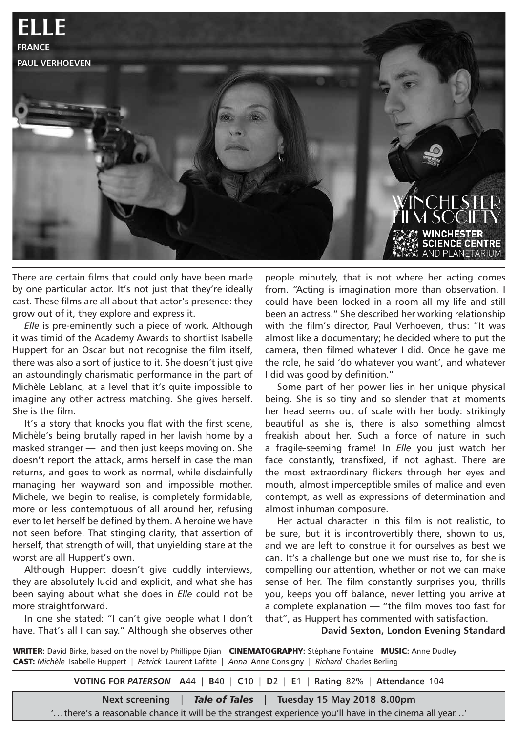# ELLE

**FRANCE**

**PAUL VERHOEVEN**

WINCHESTER FILM SOCIETY

WINCHESTER SCIENCE CENTRE AND PLANETARIUM

There are certain films that could only have been made by one particular actor. It's not just that they're ideally cast. These films are all about that actor's presence: they grow out of it, they explore and express it.

*Elle* is pre-eminently such a piece of work. Although it was timid of the Academy Awards to shortlist Isabelle Huppert for an Oscar but not recognise the film itself, there was also a sort of justice to it. She doesn't just give an astoundingly charismatic performance in the part of Michèle Leblanc, at a level that it's quite impossible to imagine any other actress matching. She gives herself. She is the film.

It's a story that knocks you flat with the first scene, Michèle's being brutally raped in her lavish home by a masked stranger — and then just keeps moving on. She doesn't report the attack, arms herself in case the man returns, and goes to work as normal, while disdainfully managing her wayward son and impossible mother. Michele, we begin to realise, is completely formidable, more or less contemptuous of all around her, refusing ever to let herself be defined by them. A heroine we have not seen before. That stinging clarity, that assertion of herself, that strength of will, that unyielding stare at the worst are all Huppert's own.

Although Huppert doesn't give cuddly interviews, they are absolutely lucid and explicit, and what she has been saying about what she does in *Elle* could not be more straightforward.

In one she stated: "I can't give people what I don't have. That's all I can say." Although she observes other people minutely, that is not where her acting comes from. "Acting is imagination more than observation. I could have been locked in a room all my life and still been an actress." She described her working relationship with the film's director, Paul Verhoeven, thus: "It was almost like a documentary; he decided where to put the camera, then filmed whatever I did. Once he gave me the role, he said 'do whatever you want', and whatever I did was good by definition."

Some part of her power lies in her unique physical being. She is so tiny and so slender that at moments her head seems out of scale with her body: strikingly beautiful as she is, there is also something almost freakish about her. Such a force of nature in such a fragile-seeming frame! In *Elle* you just watch her face constantly, transfixed, if not aghast. There are the most extraordinary flickers through her eyes and mouth, almost imperceptible smiles of malice and even contempt, as well as expressions of determination and almost inhuman composure.

Her actual character in this film is not realistic, to be sure, but it is incontrovertibly there, shown to us, and we are left to construe it for ourselves as best we can. It's a challenge but one we must rise to, for she is compelling our attention, whether or not we can make sense of her. The film constantly surprises you, thrills you, keeps you off balance, never letting you arrive at a complete explanation — "the film moves too fast for that", as Huppert has commented with satisfaction.

**David Sexton, London Evening Standard**

**WRITER:** David Birke, based on the novel by Phillippe Djian **CINEMATOGRAPHY:** Stéphane Fontaine **MUSIC:** Anne Dudley
**CAST:** *Michèle* Isabelle Huppert | *Patrick* Laurent Lafitte | *Anna* Anne Consigny | *Richard* Charles Berling

**VOTING FOR *PATERSON*** **A**44 | **B**40 | **C**10 | **D**2 | **E**1 | **Rating** 82% | **Attendance** 104

**Next screening** | ***Tale of Tales*** | **Tuesday 15 May 2018 8.00pm**

'…there's a reasonable chance it will be the strangest experience you'll have in the cinema all year…'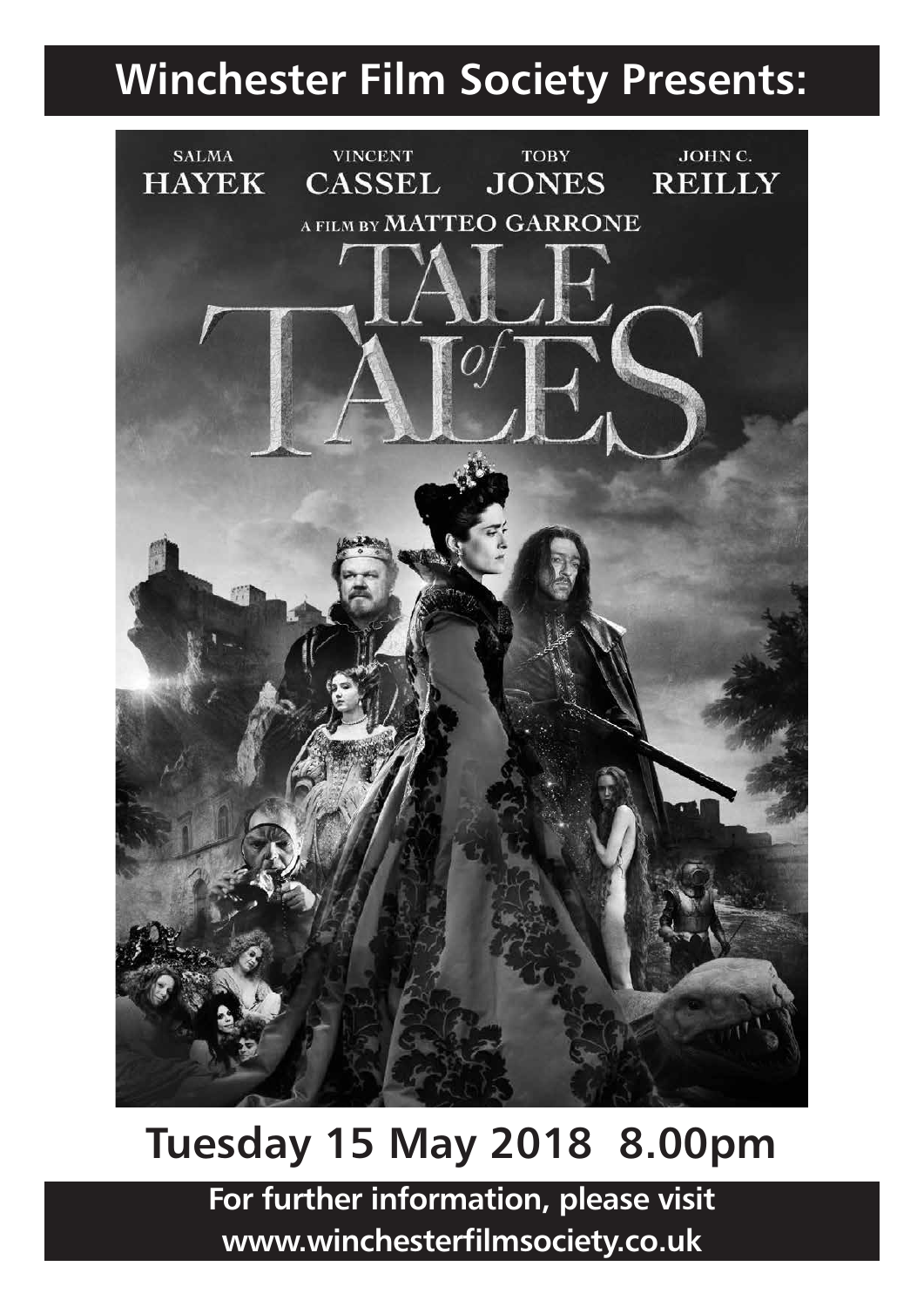# Winchester Film Society Presents:

SALMA HAYEK VINCENT CASSEL TOBY JONES JOHN C. REILLY

A FILM BY MATTEO GARRONE

TALE of TALES

## Tuesday 15 May 2018 8.00pm

**For further information, please visit www.winchesterfilmsociety.co.uk**